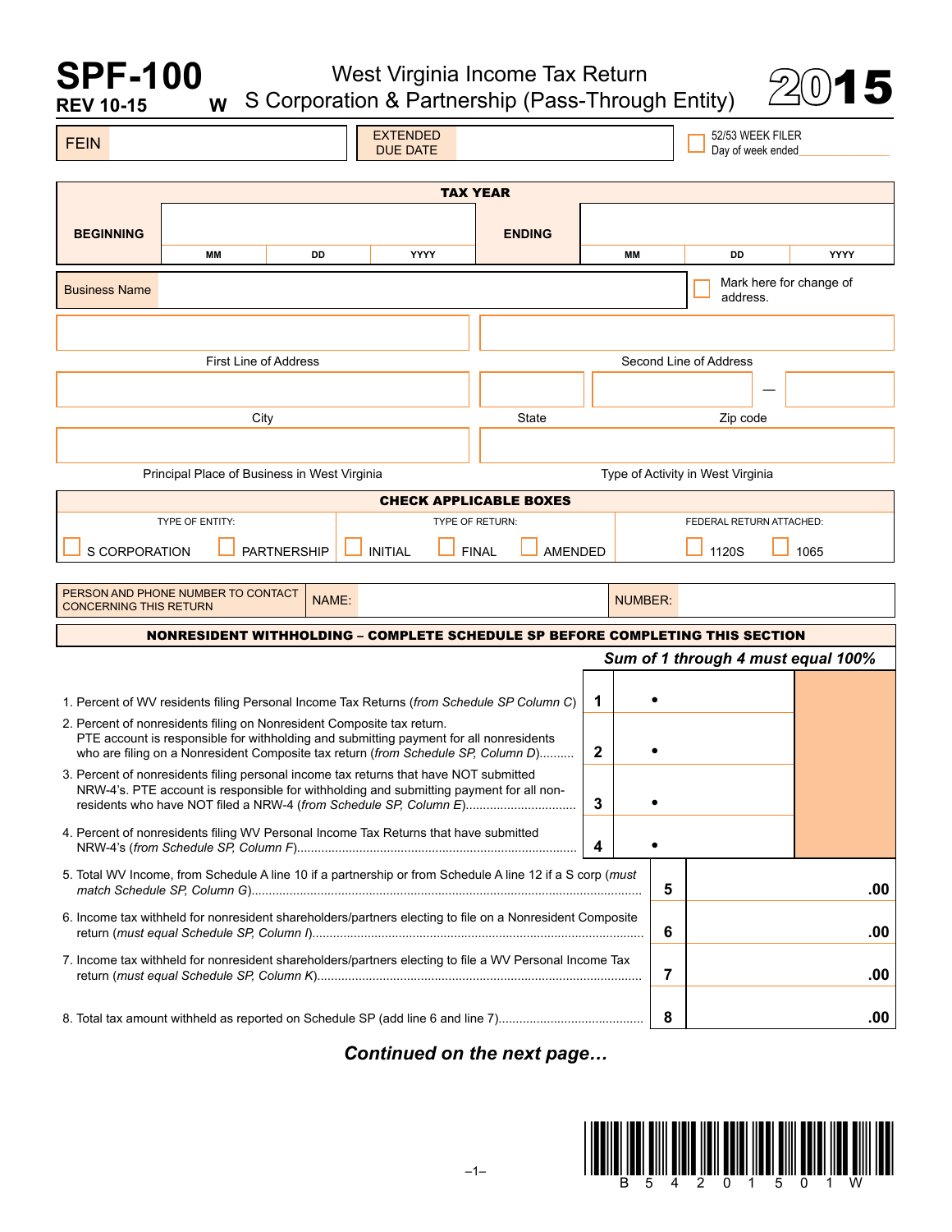# SPF-100

REV 10-15 W

## West Virginia Income Tax Return S Corporation & Partnership (Pass-Through Entity)

# 2015

| FEIN | | EXTENDED DUE DATE | | ☐ 52/53 WEEK FILER Day of week ended |
|---|---|---|---|---|

| TAX YEAR | | | | | | | |
|---|---|---|---|---|---|---|---|
| BEGINNING | MM | DD | YYYY | ENDING | MM | DD | YYYY |

| Business Name | | ☐ Mark here for change of address. |
|---|---|---|

| First Line of Address | Second Line of Address |
|---|---|
| | |

| City | State | Zip code |
|---|---|---|
| | | — |

| Principal Place of Business in West Virginia | Type of Activity in West Virginia |
|---|---|
| | |

| CHECK APPLICABLE BOXES | | |
|---|---|---|
| TYPE OF ENTITY: | TYPE OF RETURN: | FEDERAL RETURN ATTACHED: |
| ☐ S CORPORATION ☐ PARTNERSHIP | ☐ INITIAL ☐ FINAL ☐ AMENDED | ☐ 1120S ☐ 1065 |

| PERSON AND PHONE NUMBER TO CONTACT CONCERNING THIS RETURN | NAME: | | NUMBER: | |
|---|---|---|---|---|

### NONRESIDENT WITHHOLDING – COMPLETE SCHEDULE SP BEFORE COMPLETING THIS SECTION

***Sum of 1 through 4 must equal 100%***

| Line | Description | | Amount |
|---|---|---|---|
| 1. | Percent of WV residents filing Personal Income Tax Returns (*from Schedule SP Column C*) | 1 | • |
| 2. | Percent of nonresidents filing on Nonresident Composite tax return. PTE account is responsible for withholding and submitting payment for all nonresidents who are filing on a Nonresident Composite tax return (*from Schedule SP, Column D*).......... | 2 | • |
| 3. | Percent of nonresidents filing personal income tax returns that have NOT submitted NRW-4's. PTE account is responsible for withholding and submitting payment for all non-residents who have NOT filed a NRW-4 (*from Schedule SP, Column E*)............................... | 3 | • |
| 4. | Percent of nonresidents filing WV Personal Income Tax Returns that have submitted NRW-4's (*from Schedule SP, Column F*)........................................................................ | 4 | • |
| 5. | Total WV Income, from Schedule A line 10 if a partnership or from Schedule A line 12 if a S corp (*must match Schedule SP, Column G*)................................................................................................ | 5 | .00 |
| 6. | Income tax withheld for nonresident shareholders/partners electing to file on a Nonresident Composite return (*must equal Schedule SP, Column I*)............................................................................................... | 6 | .00 |
| 7. | Income tax withheld for nonresident shareholders/partners electing to file a WV Personal Income Tax return (*must equal Schedule SP, Column K*)............................................................................................ | 7 | .00 |
| 8. | Total tax amount withheld as reported on Schedule SP (add line 6 and line 7)......................................... | 8 | .00 |

***Continued on the next page…***

B 5 4 2 0 1 5 0 1 W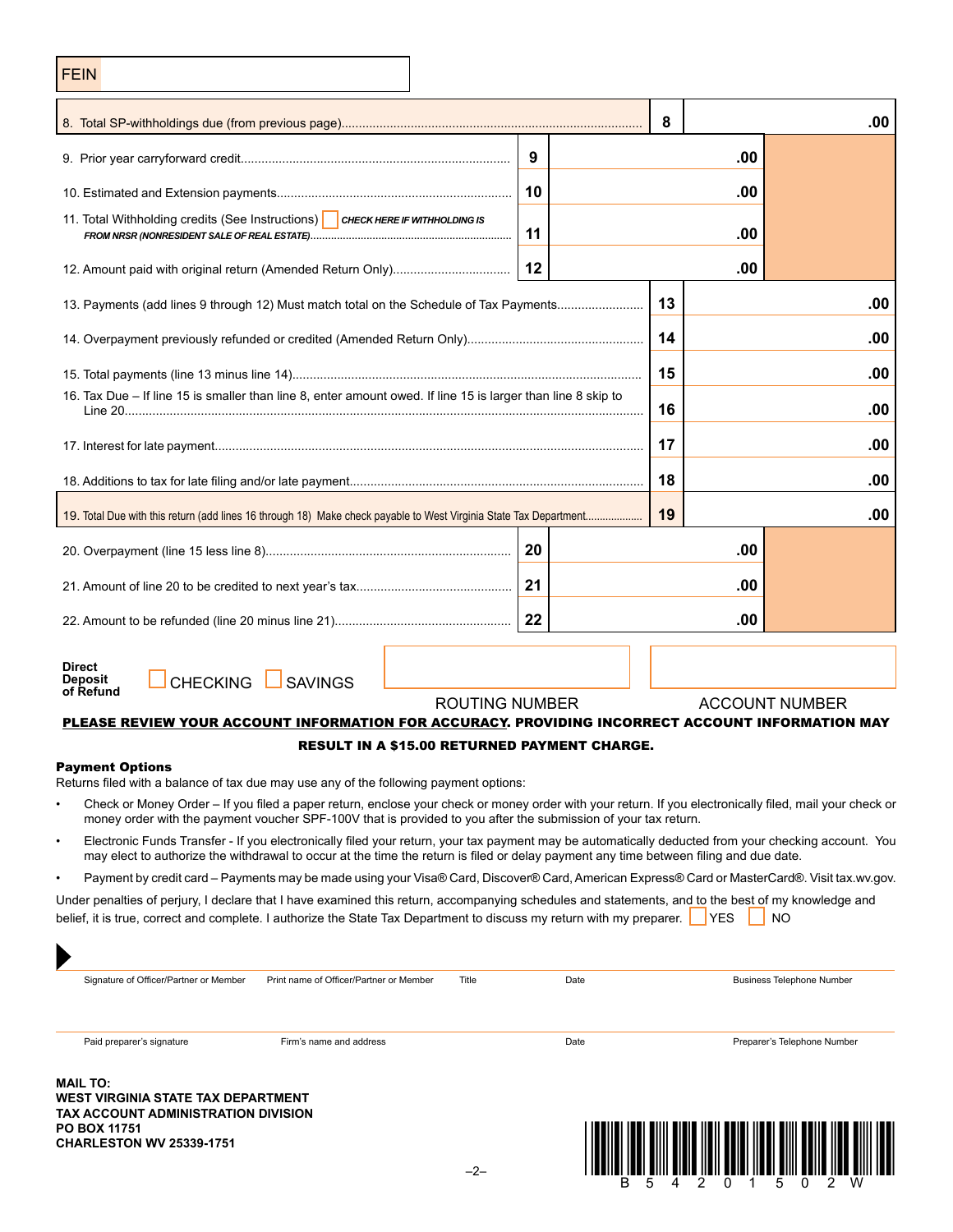FEIN

| Line | Description | | Amount |
|---|---|---|---|
| 8 | 8. Total SP-withholdings due (from previous page) | | .00 |
| 9 | 9. Prior year carryforward credit | .00 | |
| 10 | 10. Estimated and Extension payments | .00 | |
| 11 | 11. Total Withholding credits (See Instructions) ☐ *CHECK HERE IF WITHHOLDING IS FROM NRSR (NONRESIDENT SALE OF REAL ESTATE)* | .00 | |
| 12 | 12. Amount paid with original return (Amended Return Only) | .00 | |
| 13 | 13. Payments (add lines 9 through 12) Must match total on the Schedule of Tax Payments | | .00 |
| 14 | 14. Overpayment previously refunded or credited (Amended Return Only) | | .00 |
| 15 | 15. Total payments (line 13 minus line 14) | | .00 |
| 16 | 16. Tax Due – If line 15 is smaller than line 8, enter amount owed. If line 15 is larger than line 8 skip to Line 20 | | .00 |
| 17 | 17. Interest for late payment | | .00 |
| 18 | 18. Additions to tax for late filing and/or late payment | | .00 |
| 19 | 19. Total Due with this return (add lines 16 through 18) Make check payable to West Virginia State Tax Department | | .00 |
| 20 | 20. Overpayment (line 15 less line 8) | .00 | |
| 21 | 21. Amount of line 20 to be credited to next year's tax | .00 | |
| 22 | 22. Amount to be refunded (line 20 minus line 21) | .00 | |

**Direct Deposit of Refund** ☐ CHECKING ☐ SAVINGS

ROUTING NUMBER ACCOUNT NUMBER

**PLEASE REVIEW YOUR ACCOUNT INFORMATION FOR ACCURACY. PROVIDING INCORRECT ACCOUNT INFORMATION MAY RESULT IN A $15.00 RETURNED PAYMENT CHARGE.**

**Payment Options**

Returns filed with a balance of tax due may use any of the following payment options:

- Check or Money Order – If you filed a paper return, enclose your check or money order with your return. If you electronically filed, mail your check or money order with the payment voucher SPF-100V that is provided to you after the submission of your tax return.
- Electronic Funds Transfer - If you electronically filed your return, your tax payment may be automatically deducted from your checking account. You may elect to authorize the withdrawal to occur at the time the return is filed or delay payment any time between filing and due date.
- Payment by credit card – Payments may be made using your Visa® Card, Discover® Card, American Express® Card or MasterCard®. Visit tax.wv.gov.

Under penalties of perjury, I declare that I have examined this return, accompanying schedules and statements, and to the best of my knowledge and belief, it is true, correct and complete. I authorize the State Tax Department to discuss my return with my preparer. ☐ YES ☐ NO

Signature of Officer/Partner or Member | Print name of Officer/Partner or Member | Title | Date | Business Telephone Number

Paid preparer's signature | Firm's name and address | Date | Preparer's Telephone Number

**MAIL TO:**
**WEST VIRGINIA STATE TAX DEPARTMENT**
**TAX ACCOUNT ADMINISTRATION DIVISION**
**PO BOX 11751**
**CHARLESTON WV 25339-1751**

B 5 4 2 0 1 5 0 2 W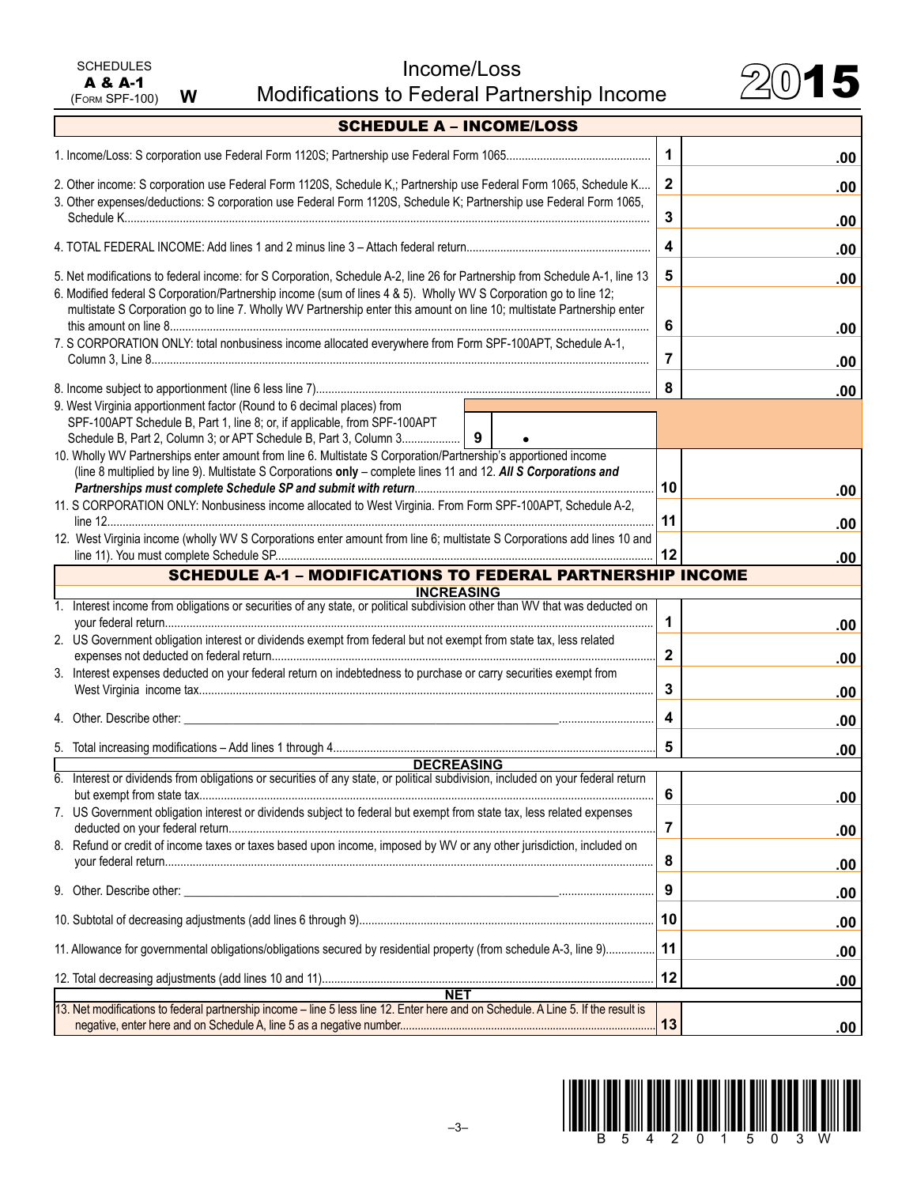SCHEDULES
**A & A-1**
(FORM SPF-100) **W**

# Income/Loss
# Modifications to Federal Partnership Income

**2015**

## SCHEDULE A – INCOME/LOSS

| Line | Description | Line No. | Amount |
|---|---|---|---|
| 1 | Income/Loss: S corporation use Federal Form 1120S; Partnership use Federal Form 1065 | 1 | .00 |
| 2 | Other income: S corporation use Federal Form 1120S, Schedule K,; Partnership use Federal Form 1065, Schedule K | 2 | .00 |
| 3 | Other expenses/deductions: S corporation use Federal Form 1120S, Schedule K; Partnership use Federal Form 1065, Schedule K | 3 | .00 |
| 4 | TOTAL FEDERAL INCOME: Add lines 1 and 2 minus line 3 – Attach federal return | 4 | .00 |
| 5 | Net modifications to federal income: for S Corporation, Schedule A-2, line 26 for Partnership from Schedule A-1, line 13 | 5 | .00 |
| 6 | Modified federal S Corporation/Partnership income (sum of lines 4 & 5). Wholly WV S Corporation go to line 12; multistate S Corporation go to line 7. Wholly WV Partnership enter this amount on line 10; multistate Partnership enter this amount on line 8 | 6 | .00 |
| 7 | S CORPORATION ONLY: total nonbusiness income allocated everywhere from Form SPF-100APT, Schedule A-1, Column 3, Line 8 | 7 | .00 |
| 8 | Income subject to apportionment (line 6 less line 7) | 8 | .00 |
| 9 | West Virginia apportionment factor (Round to 6 decimal places) from SPF-100APT Schedule B, Part 1, line 8; or, if applicable, from SPF-100APT Schedule B, Part 2, Column 3; or APT Schedule B, Part 3, Column 3 | 9 | • |
| 10 | Wholly WV Partnerships enter amount from line 6. Multistate S Corporation/Partnership's apportioned income (line 8 multiplied by line 9). Multistate S Corporations **only** – complete lines 11 and 12. ***All S Corporations and Partnerships must complete Schedule SP and submit with return*** | 10 | .00 |
| 11 | S CORPORATION ONLY: Nonbusiness income allocated to West Virginia. From Form SPF-100APT, Schedule A-2, line 12 | 11 | .00 |
| 12 | West Virginia income (wholly WV S Corporations enter amount from line 6; multistate S Corporations add lines 10 and line 11). You must complete Schedule SP | 12 | .00 |

## SCHEDULE A-1 – MODIFICATIONS TO FEDERAL PARTNERSHIP INCOME

| Line | Description | Line No. | Amount |
|---|---|---|---|
| | **INCREASING** | | |
| 1 | Interest income from obligations or securities of any state, or political subdivision other than WV that was deducted on your federal return | 1 | .00 |
| 2 | US Government obligation interest or dividends exempt from federal but not exempt from state tax, less related expenses not deducted on federal return | 2 | .00 |
| 3 | Interest expenses deducted on your federal return on indebtedness to purchase or carry securities exempt from West Virginia income tax | 3 | .00 |
| 4 | Other. Describe other: ______ | 4 | .00 |
| 5 | Total increasing modifications – Add lines 1 through 4 | 5 | .00 |
| | **DECREASING** | | |
| 6 | Interest or dividends from obligations or securities of any state, or political subdivision, included on your federal return but exempt from state tax | 6 | .00 |
| 7 | US Government obligation interest or dividends subject to federal but exempt from state tax, less related expenses deducted on your federal return | 7 | .00 |
| 8 | Refund or credit of income taxes or taxes based upon income, imposed by WV or any other jurisdiction, included on your federal return | 8 | .00 |
| 9 | Other. Describe other: ______ | 9 | .00 |
| 10 | Subtotal of decreasing adjustments (add lines 6 through 9) | 10 | .00 |
| 11 | Allowance for governmental obligations/obligations secured by residential property (from schedule A-3, line 9) | 11 | .00 |
| 12 | Total decreasing adjustments (add lines 10 and 11) | 12 | .00 |
| | **NET** | | |
| 13 | Net modifications to federal partnership income – line 5 less line 12. Enter here and on Schedule. A Line 5. If the result is negative, enter here and on Schedule A, line 5 as a negative number | 13 | .00 |

B54201503W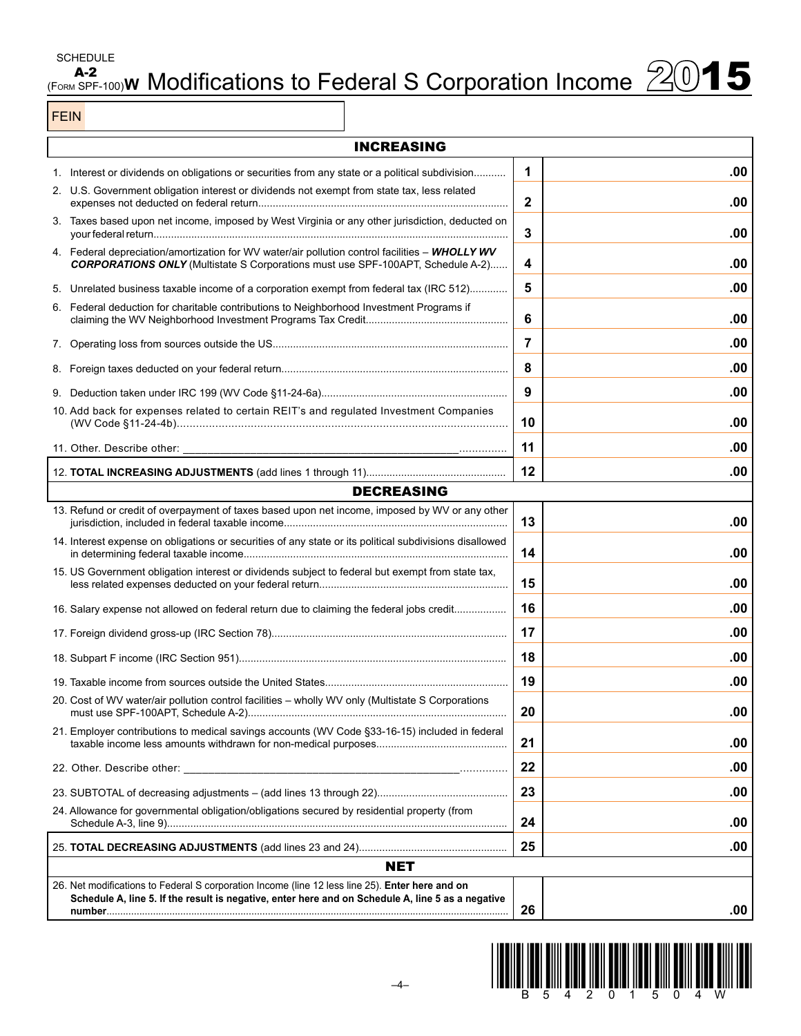SCHEDULE
**A-2**
(FORM SPF-100)**W** Modifications to Federal S Corporation Income **2015**

FEIN

| INCREASING | | |
|---|---|---|
| 1. Interest or dividends on obligations or securities from any state or a political subdivision........... | 1 | .00 |
| 2. U.S. Government obligation interest or dividends not exempt from state tax, less related expenses not deducted on federal return.................................................................................... | 2 | .00 |
| 3. Taxes based upon net income, imposed by West Virginia or any other jurisdiction, deducted on your federal return.......................................................................................................... | 3 | .00 |
| 4. Federal depreciation/amortization for WV water/air pollution control facilities – ***WHOLLY WV CORPORATIONS ONLY*** (Multistate S Corporations must use SPF-100APT, Schedule A-2)...... | 4 | .00 |
| 5. Unrelated business taxable income of a corporation exempt from federal tax (IRC 512)............. | 5 | .00 |
| 6. Federal deduction for charitable contributions to Neighborhood Investment Programs if claiming the WV Neighborhood Investment Programs Tax Credit................................................ | 6 | .00 |
| 7. Operating loss from sources outside the US................................................................................ | 7 | .00 |
| 8. Foreign taxes deducted on your federal return............................................................................ | 8 | .00 |
| 9. Deduction taken under IRC 199 (WV Code §11-24-6a)............................................................... | 9 | .00 |
| 10. Add back for expenses related to certain REIT's and regulated Investment Companies (WV Code §11-24-4b)...................................................................................................... | 10 | .00 |
| 11. Other. Describe other: ________________________________________________.............. | 11 | .00 |
| 12. **TOTAL INCREASING ADJUSTMENTS** (add lines 1 through 11)............................................... | 12 | .00 |
| **DECREASING** | | |
| 13. Refund or credit of overpayment of taxes based upon net income, imposed by WV or any other jurisdiction, included in federal taxable income............................................................................ | 13 | .00 |
| 14. Interest expense on obligations or securities of any state or its political subdivisions disallowed in determining federal taxable income.......................................................................................... | 14 | .00 |
| 15. US Government obligation interest or dividends subject to federal but exempt from state tax, less related expenses deducted on your federal return................................................................ | 15 | .00 |
| 16. Salary expense not allowed on federal return due to claiming the federal jobs credit................. | 16 | .00 |
| 17. Foreign dividend gross-up (IRC Section 78)................................................................................ | 17 | .00 |
| 18. Subpart F income (IRC Section 951)........................................................................................... | 18 | .00 |
| 19. Taxable income from sources outside the United States.............................................................. | 19 | .00 |
| 20. Cost of WV water/air pollution control facilities – wholly WV only (Multistate S Corporations must use SPF-100APT, Schedule A-2)....................................................................................... | 20 | .00 |
| 21. Employer contributions to medical savings accounts (WV Code §33-16-15) included in federal taxable income less amounts withdrawn for non-medical purposes............................................ | 21 | .00 |
| 22. Other. Describe other: ________________________________________________.............. | 22 | .00 |
| 23. SUBTOTAL of decreasing adjustments – (add lines 13 through 22)............................................ | 23 | .00 |
| 24. Allowance for governmental obligation/obligations secured by residential property (from Schedule A-3, line 9).................................................................................................................... | 24 | .00 |
| 25. **TOTAL DECREASING ADJUSTMENTS** (add lines 23 and 24).................................................. | 25 | .00 |
| **NET** | | |
| 26. Net modifications to Federal S corporation Income (line 12 less line 25). **Enter here and on Schedule A, line 5. If the result is negative, enter here and on Schedule A, line 5 as a negative number**............................................................................................................................... | 26 | .00 |

B 5 4 2 0 1 5 0 4 W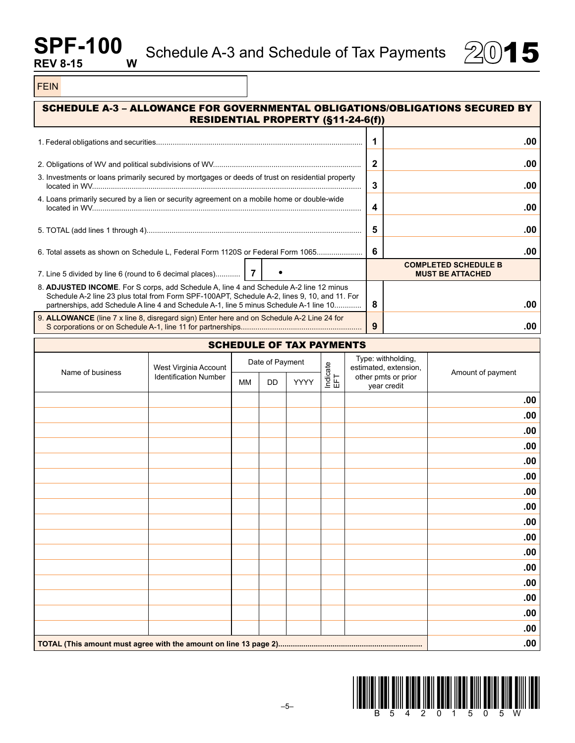# SPF-100 REV 8-15 W — Schedule A-3 and Schedule of Tax Payments — 2015

FEIN

## SCHEDULE A-3 – ALLOWANCE FOR GOVERNMENTAL OBLIGATIONS/OBLIGATIONS SECURED BY RESIDENTIAL PROPERTY (§11-24-6(f))

| | | |
|---|---|---|
| 1. Federal obligations and securities | 1 | .00 |
| 2. Obligations of WV and political subdivisions of WV | 2 | .00 |
| 3. Investments or loans primarily secured by mortgages or deeds of trust on residential property located in WV | 3 | .00 |
| 4. Loans primarily secured by a lien or security agreement on a mobile home or double-wide located in WV | 4 | .00 |
| 5. TOTAL (add lines 1 through 4) | 5 | .00 |
| 6. Total assets as shown on Schedule L, Federal Form 1120S or Federal Form 1065 | 6 | .00 |
| 7. Line 5 divided by line 6 (round to 6 decimal places) | 7 | • — **COMPLETED SCHEDULE B MUST BE ATTACHED** |
| 8. **ADJUSTED INCOME**. For S corps, add Schedule A, line 4 and Schedule A-2 line 12 minus Schedule A-2 line 23 plus total from Form SPF-100APT, Schedule A-2, lines 9, 10, and 11. For partnerships, add Schedule A line 4 and Schedule A-1, line 5 minus Schedule A-1 line 10 | 8 | .00 |
| 9. **ALLOWANCE** (line 7 x line 8, disregard sign) Enter here and on Schedule A-2 Line 24 for S corporations or on Schedule A-1, line 11 for partnerships | 9 | .00 |

## SCHEDULE OF TAX PAYMENTS

| Name of business | West Virginia Account Identification Number | Date of Payment MM | DD | YYYY | Indicate EFT | Type: withholding, estimated, extension, other pmts or prior year credit | Amount of payment |
|---|---|---|---|---|---|---|---|
| | | | | | | | .00 |
| | | | | | | | .00 |
| | | | | | | | .00 |
| | | | | | | | .00 |
| | | | | | | | .00 |
| | | | | | | | .00 |
| | | | | | | | .00 |
| | | | | | | | .00 |
| | | | | | | | .00 |
| | | | | | | | .00 |
| | | | | | | | .00 |
| | | | | | | | .00 |
| | | | | | | | .00 |
| | | | | | | | .00 |
| | | | | | | | .00 |
| | | | | | | | .00 |
| **TOTAL (This amount must agree with the amount on line 13 page 2)** | | | | | | | .00 |

B 5 4 2 0 1 5 0 5 W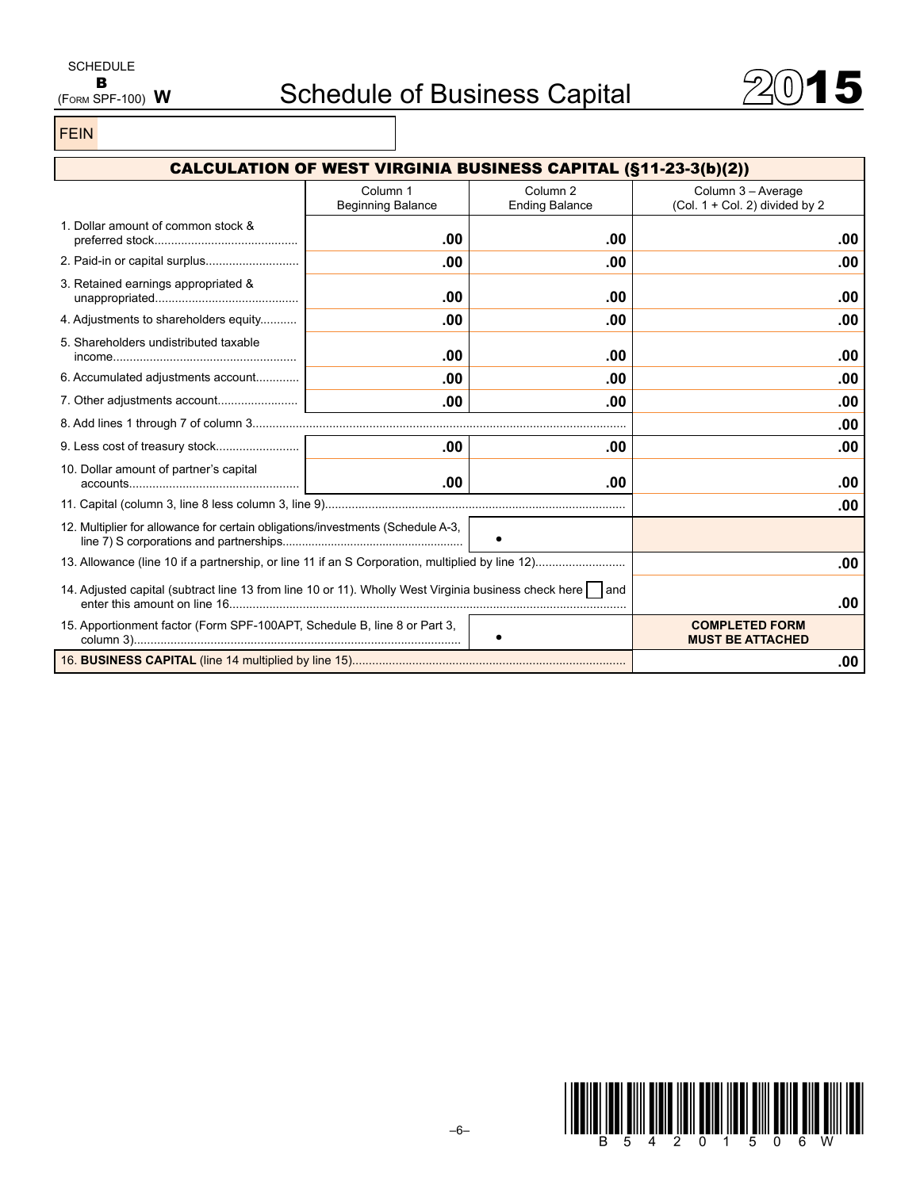SCHEDULE
**B**
(FORM SPF-100) **W**

# Schedule of Business Capital

**2015**

FEIN

## CALCULATION OF WEST VIRGINIA BUSINESS CAPITAL (§11-23-3(b)(2))

| | Column 1 Beginning Balance | Column 2 Ending Balance | Column 3 – Average (Col. 1 + Col. 2) divided by 2 |
|---|---|---|---|
| 1. Dollar amount of common stock & preferred stock | .00 | .00 | .00 |
| 2. Paid-in or capital surplus | .00 | .00 | .00 |
| 3. Retained earnings appropriated & unappropriated | .00 | .00 | .00 |
| 4. Adjustments to shareholders equity | .00 | .00 | .00 |
| 5. Shareholders undistributed taxable income | .00 | .00 | .00 |
| 6. Accumulated adjustments account | .00 | .00 | .00 |
| 7. Other adjustments account | .00 | .00 | .00 |
| 8. Add lines 1 through 7 of column 3 | | | .00 |
| 9. Less cost of treasury stock | .00 | .00 | .00 |
| 10. Dollar amount of partner's capital accounts | .00 | .00 | .00 |
| 11. Capital (column 3, line 8 less column 3, line 9) | | | .00 |
| 12. Multiplier for allowance for certain obligations/investments (Schedule A-3, line 7) S corporations and partnerships | | • | |
| 13. Allowance (line 10 if a partnership, or line 11 if an S Corporation, multiplied by line 12) | | | .00 |
| 14. Adjusted capital (subtract line 13 from line 10 or 11). Wholly West Virginia business check here ☐ and enter this amount on line 16 | | | .00 |
| 15. Apportionment factor (Form SPF-100APT, Schedule B, line 8 or Part 3, column 3) | | • | **COMPLETED FORM MUST BE ATTACHED** |
| 16. **BUSINESS CAPITAL** (line 14 multiplied by line 15) | | | .00 |

B54201506W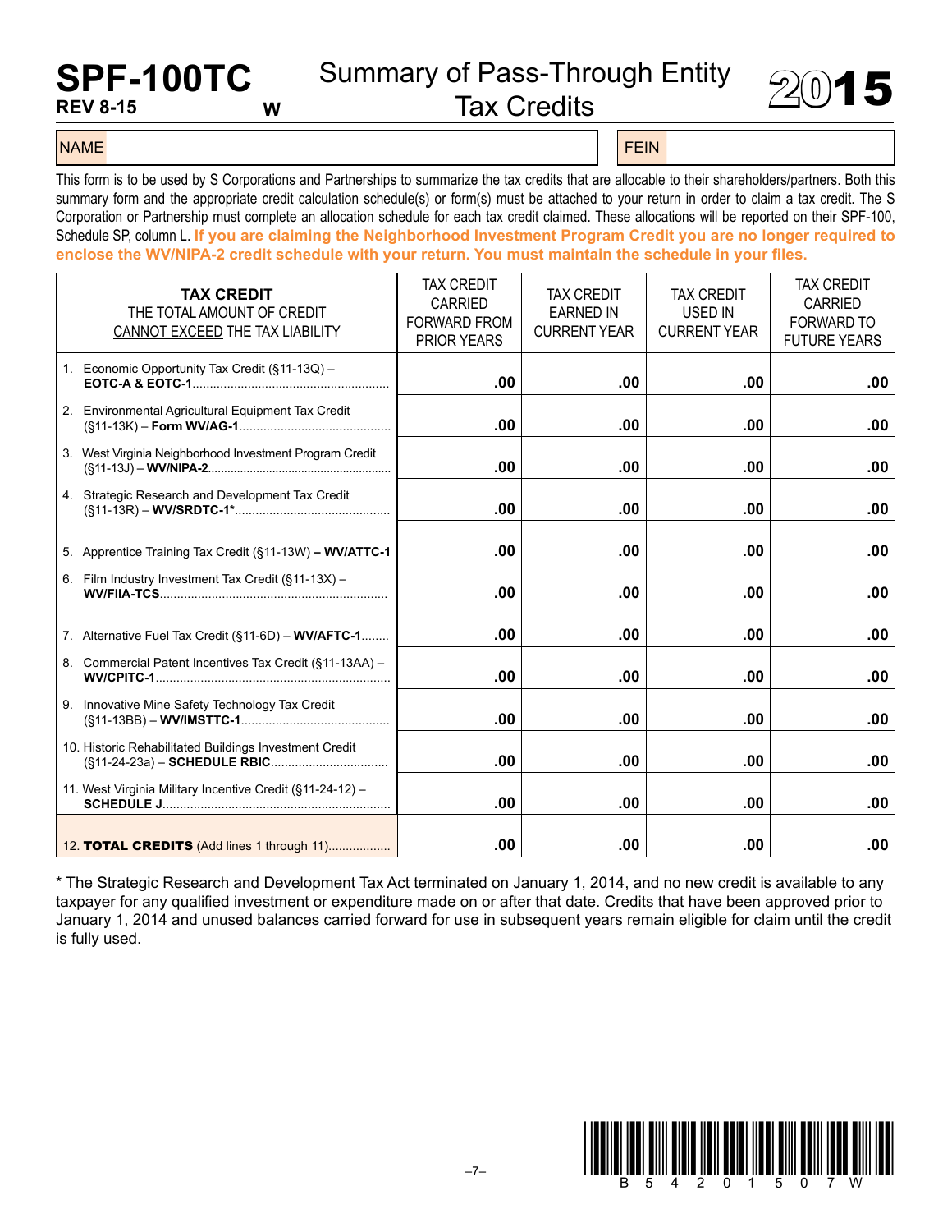# SPF-100TC

REV 8-15 W

## Summary of Pass-Through Entity Tax Credits

# 2015

NAME | FEIN

This form is to be used by S Corporations and Partnerships to summarize the tax credits that are allocable to their shareholders/partners. Both this summary form and the appropriate credit calculation schedule(s) or form(s) must be attached to your return in order to claim a tax credit. The S Corporation or Partnership must complete an allocation schedule for each tax credit claimed. These allocations will be reported on their SPF-100, Schedule SP, column L. **If you are claiming the Neighborhood Investment Program Credit you are no longer required to enclose the WV/NIPA-2 credit schedule with your return. You must maintain the schedule in your files.**

| **TAX CREDIT** THE TOTAL AMOUNT OF CREDIT CANNOT EXCEED THE TAX LIABILITY | TAX CREDIT CARRIED FORWARD FROM PRIOR YEARS | TAX CREDIT EARNED IN CURRENT YEAR | TAX CREDIT USED IN CURRENT YEAR | TAX CREDIT CARRIED FORWARD TO FUTURE YEARS |
|---|---|---|---|---|
| 1. Economic Opportunity Tax Credit (§11-13Q) – **EOTC-A & EOTC-1** | .00 | .00 | .00 | .00 |
| 2. Environmental Agricultural Equipment Tax Credit (§11-13K) – **Form WV/AG-1** | .00 | .00 | .00 | .00 |
| 3. West Virginia Neighborhood Investment Program Credit (§11-13J) – **WV/NIPA-2** | .00 | .00 | .00 | .00 |
| 4. Strategic Research and Development Tax Credit (§11-13R) – **WV/SRDTC-1*** | .00 | .00 | .00 | .00 |
| 5. Apprentice Training Tax Credit (§11-13W) – **WV/ATTC-1** | .00 | .00 | .00 | .00 |
| 6. Film Industry Investment Tax Credit (§11-13X) – **WV/FIIA-TCS** | .00 | .00 | .00 | .00 |
| 7. Alternative Fuel Tax Credit (§11-6D) – **WV/AFTC-1** | .00 | .00 | .00 | .00 |
| 8. Commercial Patent Incentives Tax Credit (§11-13AA) – **WV/CPITC-1** | .00 | .00 | .00 | .00 |
| 9. Innovative Mine Safety Technology Tax Credit (§11-13BB) – **WV/IMSTTC-1** | .00 | .00 | .00 | .00 |
| 10. Historic Rehabilitated Buildings Investment Credit (§11-24-23a) – **SCHEDULE RBIC** | .00 | .00 | .00 | .00 |
| 11. West Virginia Military Incentive Credit (§11-24-12) – **SCHEDULE J** | .00 | .00 | .00 | .00 |
| 12. **TOTAL CREDITS** (Add lines 1 through 11) | .00 | .00 | .00 | .00 |

* The Strategic Research and Development Tax Act terminated on January 1, 2014, and no new credit is available to any taxpayer for any qualified investment or expenditure made on or after that date. Credits that have been approved prior to January 1, 2014 and unused balances carried forward for use in subsequent years remain eligible for claim until the credit is fully used.

B 5 4 2 0 1 5 0 7 W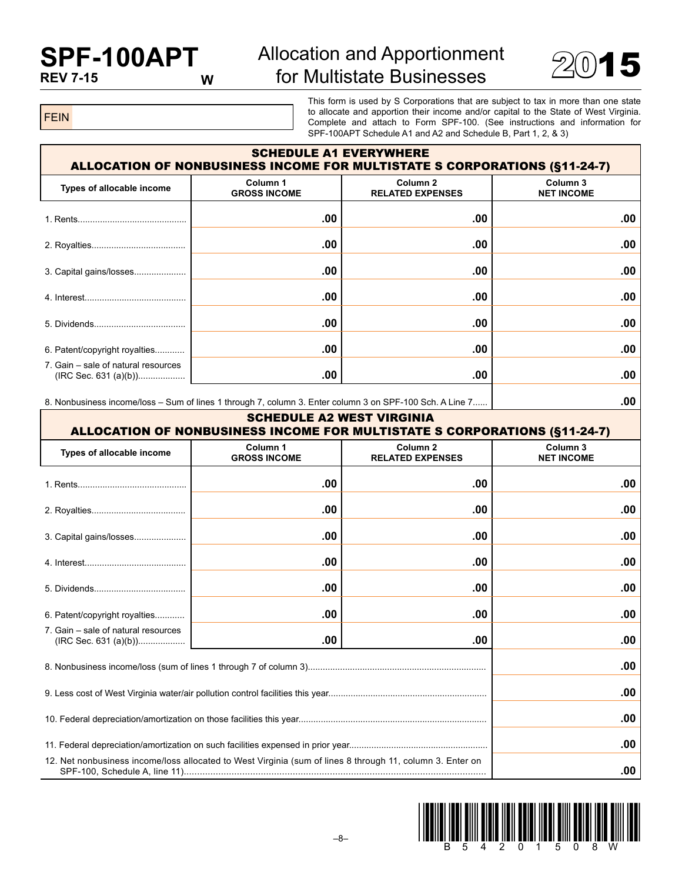# SPF-100APT
**REV 7-15** **W**

## Allocation and Apportionment for Multistate Businesses

**2015**

FEIN

This form is used by S Corporations that are subject to tax in more than one state to allocate and apportion their income and/or capital to the State of West Virginia. Complete and attach to Form SPF-100. (See instructions and information for SPF-100APT Schedule A1 and A2 and Schedule B, Part 1, 2, & 3)

### SCHEDULE A1 EVERYWHERE
### ALLOCATION OF NONBUSINESS INCOME FOR MULTISTATE S CORPORATIONS (§11-24-7)

| Types of allocable income | Column 1 GROSS INCOME | Column 2 RELATED EXPENSES | Column 3 NET INCOME |
|---|---|---|---|
| 1. Rents | .00 | .00 | .00 |
| 2. Royalties | .00 | .00 | .00 |
| 3. Capital gains/losses | .00 | .00 | .00 |
| 4. Interest | .00 | .00 | .00 |
| 5. Dividends | .00 | .00 | .00 |
| 6. Patent/copyright royalties | .00 | .00 | .00 |
| 7. Gain – sale of natural resources (IRC Sec. 631 (a)(b)) | .00 | .00 | .00 |
| 8. Nonbusiness income/loss – Sum of lines 1 through 7, column 3. Enter column 3 on SPF-100 Sch. A Line 7 | | | .00 |

### SCHEDULE A2 WEST VIRGINIA
### ALLOCATION OF NONBUSINESS INCOME FOR MULTISTATE S CORPORATIONS (§11-24-7)

| Types of allocable income | Column 1 GROSS INCOME | Column 2 RELATED EXPENSES | Column 3 NET INCOME |
|---|---|---|---|
| 1. Rents | .00 | .00 | .00 |
| 2. Royalties | .00 | .00 | .00 |
| 3. Capital gains/losses | .00 | .00 | .00 |
| 4. Interest | .00 | .00 | .00 |
| 5. Dividends | .00 | .00 | .00 |
| 6. Patent/copyright royalties | .00 | .00 | .00 |
| 7. Gain – sale of natural resources (IRC Sec. 631 (a)(b)) | .00 | .00 | .00 |
| 8. Nonbusiness income/loss (sum of lines 1 through 7 of column 3) | | | .00 |
| 9. Less cost of West Virginia water/air pollution control facilities this year | | | .00 |
| 10. Federal depreciation/amortization on those facilities this year | | | .00 |
| 11. Federal depreciation/amortization on such facilities expensed in prior year | | | .00 |
| 12. Net nonbusiness income/loss allocated to West Virginia (sum of lines 8 through 11, column 3. Enter on SPF-100, Schedule A, line 11) | | | .00 |

B 5 4 2 0 1 5 0 8 W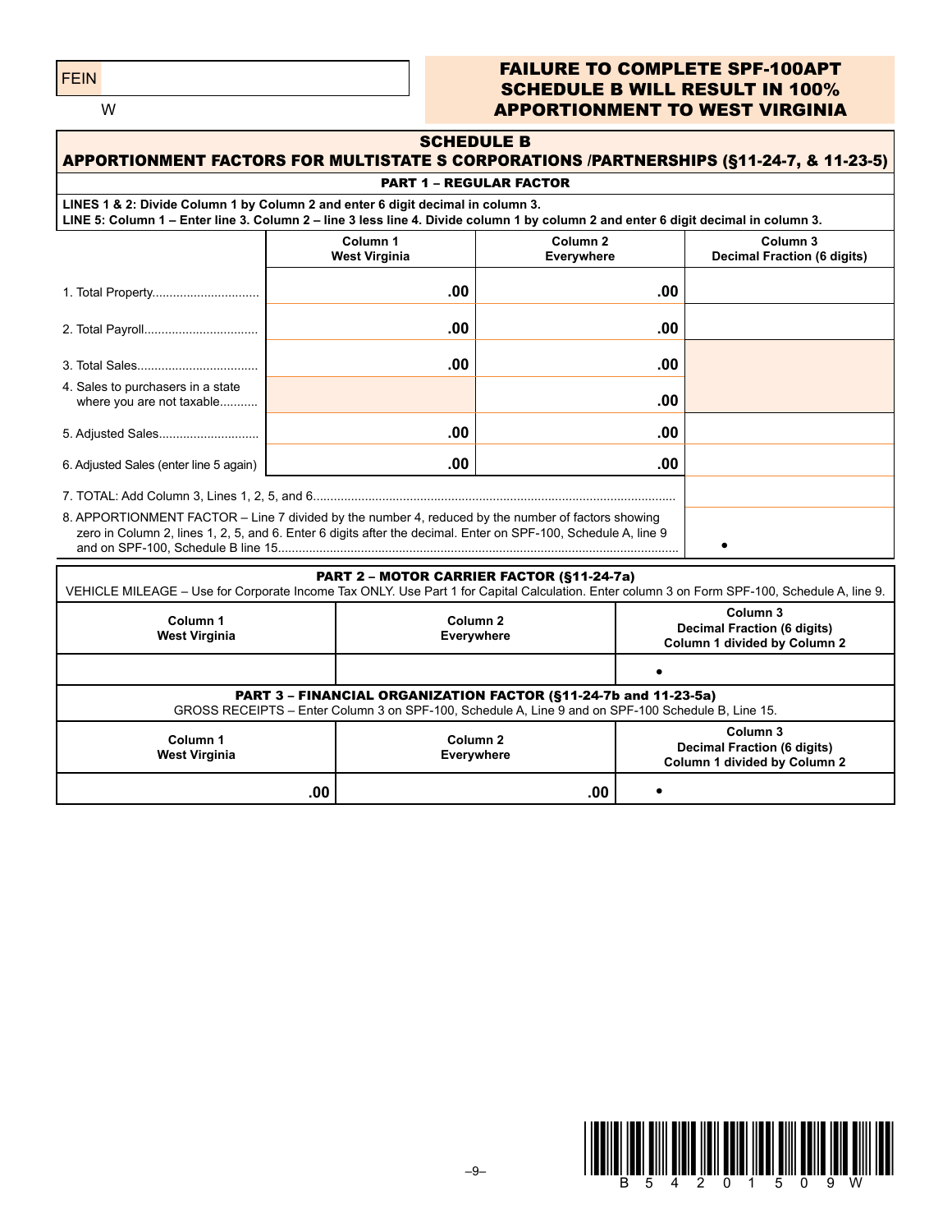FEIN

W

**FAILURE TO COMPLETE SPF-100APT SCHEDULE B WILL RESULT IN 100% APPORTIONMENT TO WEST VIRGINIA**

## SCHEDULE B
## APPORTIONMENT FACTORS FOR MULTISTATE S CORPORATIONS /PARTNERSHIPS (§11-24-7, & 11-23-5)

### PART 1 – REGULAR FACTOR

**LINES 1 & 2: Divide Column 1 by Column 2 and enter 6 digit decimal in column 3.**
**LINE 5: Column 1 – Enter line 3. Column 2 – line 3 less line 4. Divide column 1 by column 2 and enter 6 digit decimal in column 3.**

| | Column 1 West Virginia | Column 2 Everywhere | Column 3 Decimal Fraction (6 digits) |
|---|---|---|---|
| 1. Total Property | .00 | .00 | |
| 2. Total Payroll | .00 | .00 | |
| 3. Total Sales | .00 | .00 | |
| 4. Sales to purchasers in a state where you are not taxable | | .00 | |
| 5. Adjusted Sales | .00 | .00 | |
| 6. Adjusted Sales (enter line 5 again) | .00 | .00 | |
| 7. TOTAL: Add Column 3, Lines 1, 2, 5, and 6 | | | |
| 8. APPORTIONMENT FACTOR – Line 7 divided by the number 4, reduced by the number of factors showing zero in Column 2, lines 1, 2, 5, and 6. Enter 6 digits after the decimal. Enter on SPF-100, Schedule A, line 9 and on SPF-100, Schedule B line 15 | | | • |

### PART 2 – MOTOR CARRIER FACTOR (§11-24-7a)

VEHICLE MILEAGE – Use for Corporate Income Tax ONLY. Use Part 1 for Capital Calculation. Enter column 3 on Form SPF-100, Schedule A, line 9.

| Column 1 West Virginia | Column 2 Everywhere | Column 3 Decimal Fraction (6 digits) Column 1 divided by Column 2 |
|---|---|---|
| | | • |

### PART 3 – FINANCIAL ORGANIZATION FACTOR (§11-24-7b and 11-23-5a)

GROSS RECEIPTS – Enter Column 3 on SPF-100, Schedule A, Line 9 and on SPF-100 Schedule B, Line 15.

| Column 1 West Virginia | Column 2 Everywhere | Column 3 Decimal Fraction (6 digits) Column 1 divided by Column 2 |
|---|---|---|
| .00 | .00 | • |

B 5 4 2 0 1 5 0 9 W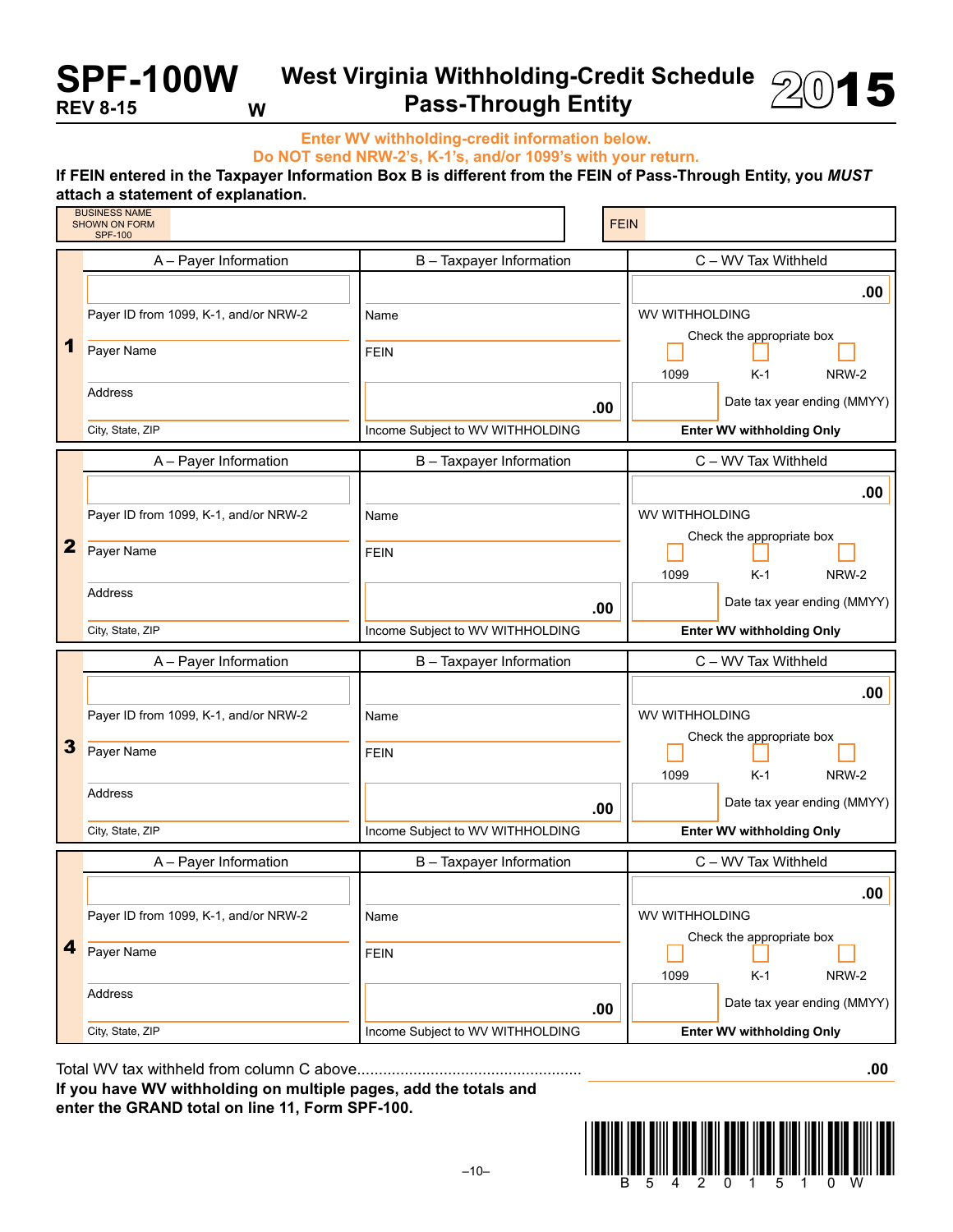# SPF-100W

REV 8-15 W

## West Virginia Withholding-Credit Schedule Pass-Through Entity

2015

**Enter WV withholding-credit information below.**
**Do NOT send NRW-2's, K-1's, and/or 1099's with your return.**

**If FEIN entered in the Taxpayer Information Box B is different from the FEIN of Pass-Through Entity, you *MUST* attach a statement of explanation.**

| BUSINESS NAME SHOWN ON FORM SPF-100 | | FEIN | |
|---|---|---|---|

| | A – Payer Information | B – Taxpayer Information | C – WV Tax Withheld |
|---|---|---|---|
| **1** | Payer ID from 1099, K-1, and/or NRW-2<br>Payer Name<br>Address<br>City, State, ZIP | Name<br>FEIN<br>.00<br>Income Subject to WV WITHHOLDING | .00<br>WV WITHHOLDING<br>Check the appropriate box: ☐ 1099 ☐ K-1 ☐ NRW-2<br>Date tax year ending (MMYY)<br>**Enter WV withholding Only** |
| **2** | Payer ID from 1099, K-1, and/or NRW-2<br>Payer Name<br>Address<br>City, State, ZIP | Name<br>FEIN<br>.00<br>Income Subject to WV WITHHOLDING | .00<br>WV WITHHOLDING<br>Check the appropriate box: ☐ 1099 ☐ K-1 ☐ NRW-2<br>Date tax year ending (MMYY)<br>**Enter WV withholding Only** |
| **3** | Payer ID from 1099, K-1, and/or NRW-2<br>Payer Name<br>Address<br>City, State, ZIP | Name<br>FEIN<br>.00<br>Income Subject to WV WITHHOLDING | .00<br>WV WITHHOLDING<br>Check the appropriate box: ☐ 1099 ☐ K-1 ☐ NRW-2<br>Date tax year ending (MMYY)<br>**Enter WV withholding Only** |
| **4** | Payer ID from 1099, K-1, and/or NRW-2<br>Payer Name<br>Address<br>City, State, ZIP | Name<br>FEIN<br>.00<br>Income Subject to WV WITHHOLDING | .00<br>WV WITHHOLDING<br>Check the appropriate box: ☐ 1099 ☐ K-1 ☐ NRW-2<br>Date tax year ending (MMYY)<br>**Enter WV withholding Only** |

Total WV tax withheld from column C above.................................................. .00

**If you have WV withholding on multiple pages, add the totals and enter the GRAND total on line 11, Form SPF-100.**

B 5 4 2 0 1 5 1 0 W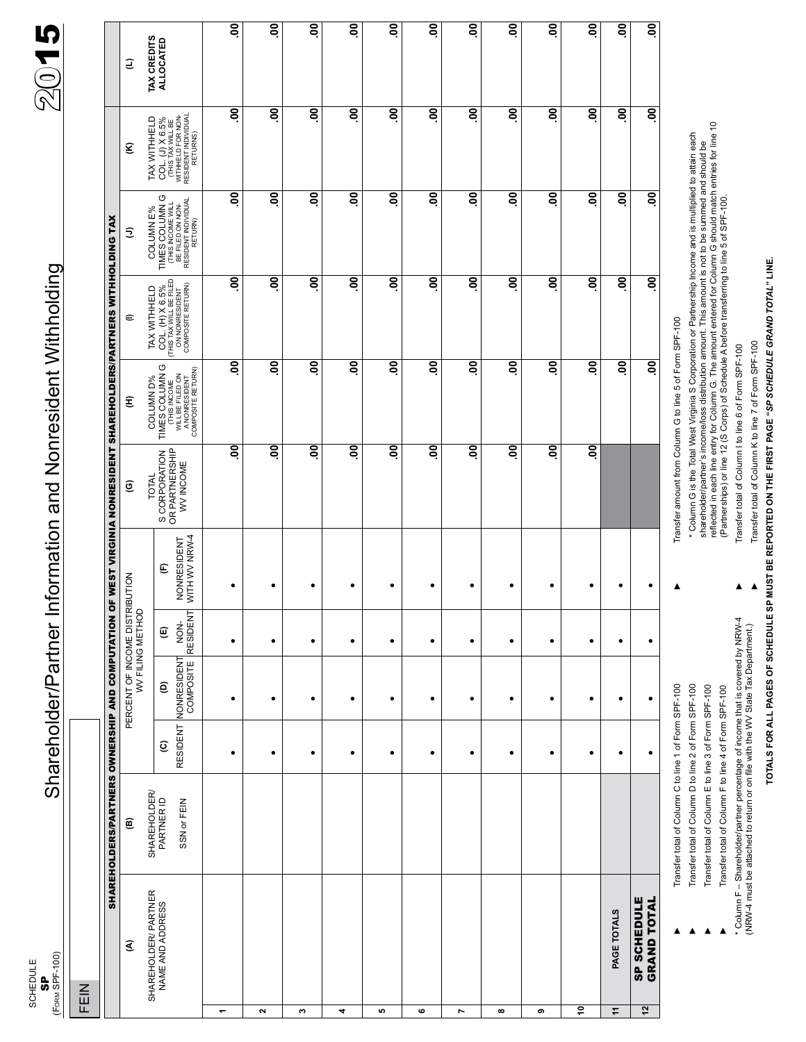SCHEDULE
**SP**
(FORM SPF-100)

# Shareholder/Partner Information and Nonresident Withholding

**2015**

FEIN

**SHAREHOLDERS/PARTNERS OWNERSHIP AND COMPUTATION OF WEST VIRGINIA NONRESIDENT SHAREHOLDERS/PARTNERS WITHHOLDING TAX**

| | (A) SHAREHOLDER/ PARTNER NAME AND ADDRESS | (B) SHAREHOLDER/ PARTNER ID SSN or FEIN | PERCENT OF INCOME DISTRIBUTION WV FILING METHOD (C) RESIDENT | (D) NONRESIDENT COMPOSITE | (E) NON-RESIDENT | (F) NONRESIDENT WITH WV NRW-4 | (G) TOTAL S CORPORATION OR PARTNERSHIP WV INCOME | (H) COLUMN D% TIMES COLUMN G (THIS INCOME WILL BE FILED ON A NONRESIDENT COMPOSITE RETURN) | (I) TAX WITHHELD COL. (H) X 6.5% (THIS TAX WILL BE FILED ON NONRESIDENT COMPOSITE RETURN) | (J) COLUMN E% TIMES COLUMN G (THIS INCOME WILL BE FILED ON NON-RESIDENT INDIVIDUAL RETURN) | (K) TAX WITHHELD COL. (J) X 6.5% (THIS TAX WILL BE WITHHELD FOR NON-RESIDENT INDIVIDUAL RETURNS) | (L) TAX CREDITS ALLOCATED |
|---|---|---|---|---|---|---|---|---|---|---|---|---|
| 1 | | | • | • | • | • | .00 | .00 | .00 | .00 | .00 | .00 |
| 2 | | | • | • | • | • | .00 | .00 | .00 | .00 | .00 | .00 |
| 3 | | | • | • | • | • | .00 | .00 | .00 | .00 | .00 | .00 |
| 4 | | | • | • | • | • | .00 | .00 | .00 | .00 | .00 | .00 |
| 5 | | | • | • | • | • | .00 | .00 | .00 | .00 | .00 | .00 |
| 6 | | | • | • | • | • | .00 | .00 | .00 | .00 | .00 | .00 |
| 7 | | | • | • | • | • | .00 | .00 | .00 | .00 | .00 | .00 |
| 8 | | | • | • | • | • | .00 | .00 | .00 | .00 | .00 | .00 |
| 9 | | | • | • | • | • | .00 | .00 | .00 | .00 | .00 | .00 |
| 10 | | | • | • | • | • | .00 | .00 | .00 | .00 | .00 | .00 |
| 11 | PAGE TOTALS | | • | • | • | • | | .00 | .00 | .00 | .00 | .00 |
| 12 | **SP SCHEDULE GRAND TOTAL** | | • | • | • | • | | .00 | .00 | .00 | .00 | .00 |

▶ Transfer total of Column C to line 1 of Form SPF-100

▶ Transfer total of Column D to line 2 of Form SPF-100

▶ Transfer total of Column E to line 3 of Form SPF-100

▶ Transfer total of Column F to line 4 of Form SPF-100

\* Column F – Shareholder/partner percentage of income that is covered by NRW-4 (NRW-4 must be attached to return or on file with the WV State Tax Department.)

▶ Transfer amount from Column G to line 5 of Form SPF-100

\* Column G is the Total West Virginia S Corporation or Partnership Income and is multiplied to attain each shareholder/partner's income/loss distribution amount. This amount is not to be summed and should be reflected in each line entry for Column G. The amount entered for Column G should match entries for line 10 (Partnerships) or line 12 (S Corps) of Schedule A before transferring to line 5 of SPF-100.

▶ Transfer total of Column I to line 6 of Form SPF-100

▶ Transfer total of Column K to line 7 of Form SPF-100

**TOTALS FOR ALL PAGES OF SCHEDULE SP MUST BE REPORTED ON THE FIRST PAGE "*SP SCHEDULE GRAND TOTAL*" LINE.**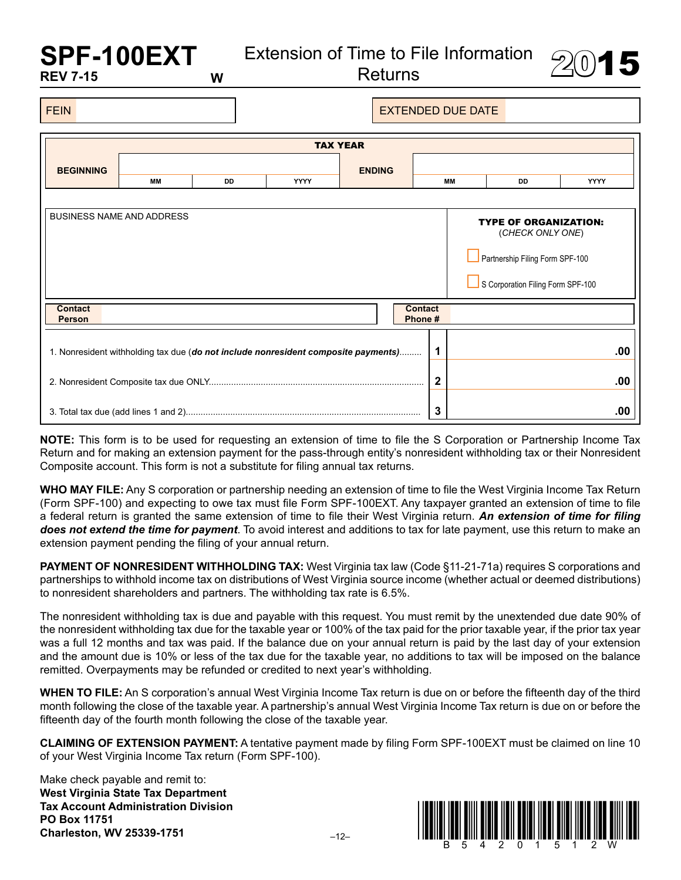# SPF-100EXT

**REV 7-15** W

Extension of Time to File Information Returns

**2015**

| FEIN | | EXTENDED DUE DATE | |
|---|---|---|---|

| TAX YEAR | | | | | | | |
|---|---|---|---|---|---|---|---|
| **BEGINNING** | | | | **ENDING** | | | |
| | MM | DD | YYYY | | MM | DD | YYYY |

BUSINESS NAME AND ADDRESS

**TYPE OF ORGANIZATION:**
(*CHECK ONLY ONE*)

☐ Partnership Filing Form SPF-100

☐ S Corporation Filing Form SPF-100

| **Contact Person** | | **Contact Phone #** | |
|---|---|---|---|

| | | |
|---|---|---|
| 1. Nonresident withholding tax due (***do not include nonresident composite payments***)......... | **1** | **.00** |
| 2. Nonresident Composite tax due ONLY...................................................................................... | **2** | **.00** |
| 3. Total tax due (add lines 1 and 2).............................................................................................. | **3** | **.00** |

**NOTE:** This form is to be used for requesting an extension of time to file the S Corporation or Partnership Income Tax Return and for making an extension payment for the pass-through entity's nonresident withholding tax or their Nonresident Composite account. This form is not a substitute for filing annual tax returns.

**WHO MAY FILE:** Any S corporation or partnership needing an extension of time to file the West Virginia Income Tax Return (Form SPF-100) and expecting to owe tax must file Form SPF-100EXT. Any taxpayer granted an extension of time to file a federal return is granted the same extension of time to file their West Virginia return. ***An extension of time for filing does not extend the time for payment***. To avoid interest and additions to tax for late payment, use this return to make an extension payment pending the filing of your annual return.

**PAYMENT OF NONRESIDENT WITHHOLDING TAX:** West Virginia tax law (Code §11-21-71a) requires S corporations and partnerships to withhold income tax on distributions of West Virginia source income (whether actual or deemed distributions) to nonresident shareholders and partners. The withholding tax rate is 6.5%.

The nonresident withholding tax is due and payable with this request. You must remit by the unextended due date 90% of the nonresident withholding tax due for the taxable year or 100% of the tax paid for the prior taxable year, if the prior tax year was a full 12 months and tax was paid. If the balance due on your annual return is paid by the last day of your extension and the amount due is 10% or less of the tax due for the taxable year, no additions to tax will be imposed on the balance remitted. Overpayments may be refunded or credited to next year's withholding.

**WHEN TO FILE:** An S corporation's annual West Virginia Income Tax return is due on or before the fifteenth day of the third month following the close of the taxable year. A partnership's annual West Virginia Income Tax return is due on or before the fifteenth day of the fourth month following the close of the taxable year.

**CLAIMING OF EXTENSION PAYMENT:** A tentative payment made by filing Form SPF-100EXT must be claimed on line 10 of your West Virginia Income Tax return (Form SPF-100).

Make check payable and remit to:
**West Virginia State Tax Department**
**Tax Account Administration Division**
**PO Box 11751**
**Charleston, WV 25339-1751**

B 5 4 2 0 1 5 1 2 W